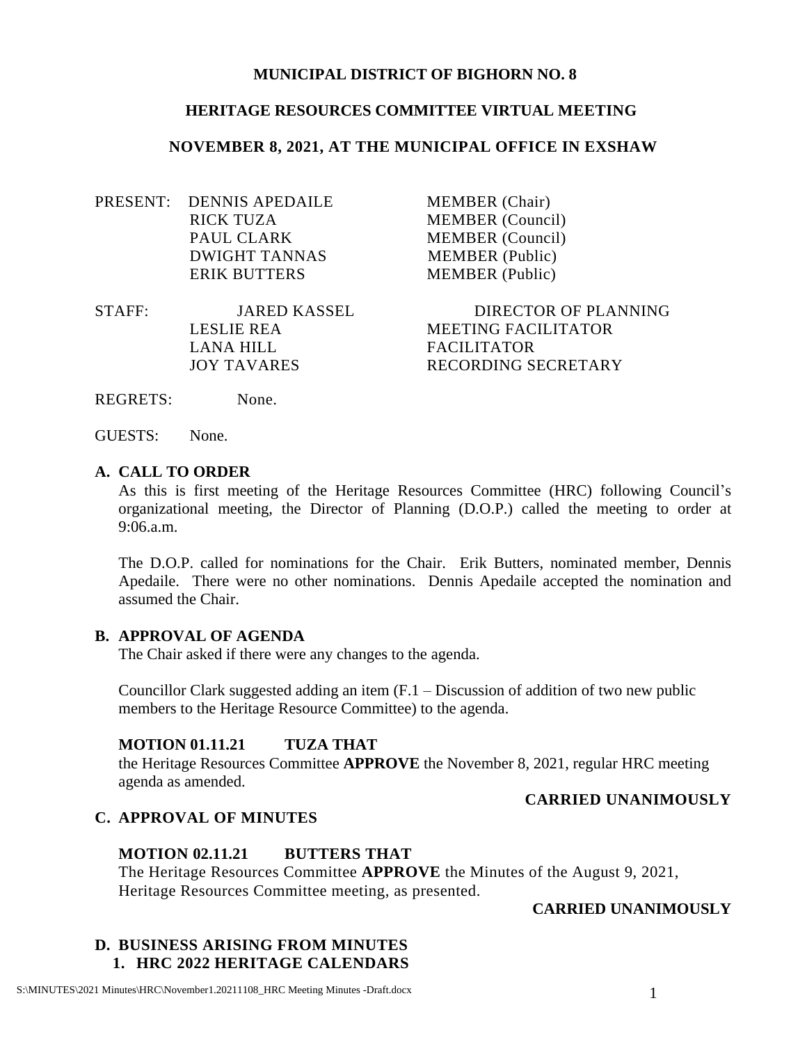**MUNICIPAL DISTRICT OF BIGHORN NO. 8**

**HERITAGE RESOURCES COMMITTEE VIRTUAL MEETING**

**NOVEMBER 8, 2021, AT THE MUNICIPAL OFFICE IN EXSHAW**

| PRESENT: | DENNIS APEDAILE | MEMBER (Chair) |
|---|---|---|
| | RICK TUZA | MEMBER (Council) |
| | PAUL CLARK | MEMBER (Council) |
| | DWIGHT TANNAS | MEMBER (Public) |
| | ERIK BUTTERS | MEMBER (Public) |

| STAFF: | JARED KASSEL | DIRECTOR OF PLANNING |
|---|---|---|
| | LESLIE REA | MEETING FACILITATOR |
| | LANA HILL | FACILITATOR |
| | JOY TAVARES | RECORDING SECRETARY |

REGRETS: None.

GUESTS: None.

## A. CALL TO ORDER

As this is first meeting of the Heritage Resources Committee (HRC) following Council's organizational meeting, the Director of Planning (D.O.P.) called the meeting to order at 9:06.a.m.

The D.O.P. called for nominations for the Chair. Erik Butters, nominated member, Dennis Apedaile. There were no other nominations. Dennis Apedaile accepted the nomination and assumed the Chair.

## B. APPROVAL OF AGENDA

The Chair asked if there were any changes to the agenda.

Councillor Clark suggested adding an item (F.1 – Discussion of addition of two new public members to the Heritage Resource Committee) to the agenda.

**MOTION 01.11.21 TUZA THAT**
the Heritage Resources Committee **APPROVE** the November 8, 2021, regular HRC meeting agenda as amended.

**CARRIED UNANIMOUSLY**

## C. APPROVAL OF MINUTES

**MOTION 02.11.21 BUTTERS THAT**
The Heritage Resources Committee **APPROVE** the Minutes of the August 9, 2021, Heritage Resources Committee meeting, as presented.

**CARRIED UNANIMOUSLY**

## D. BUSINESS ARISING FROM MINUTES

### 1. HRC 2022 HERITAGE CALENDARS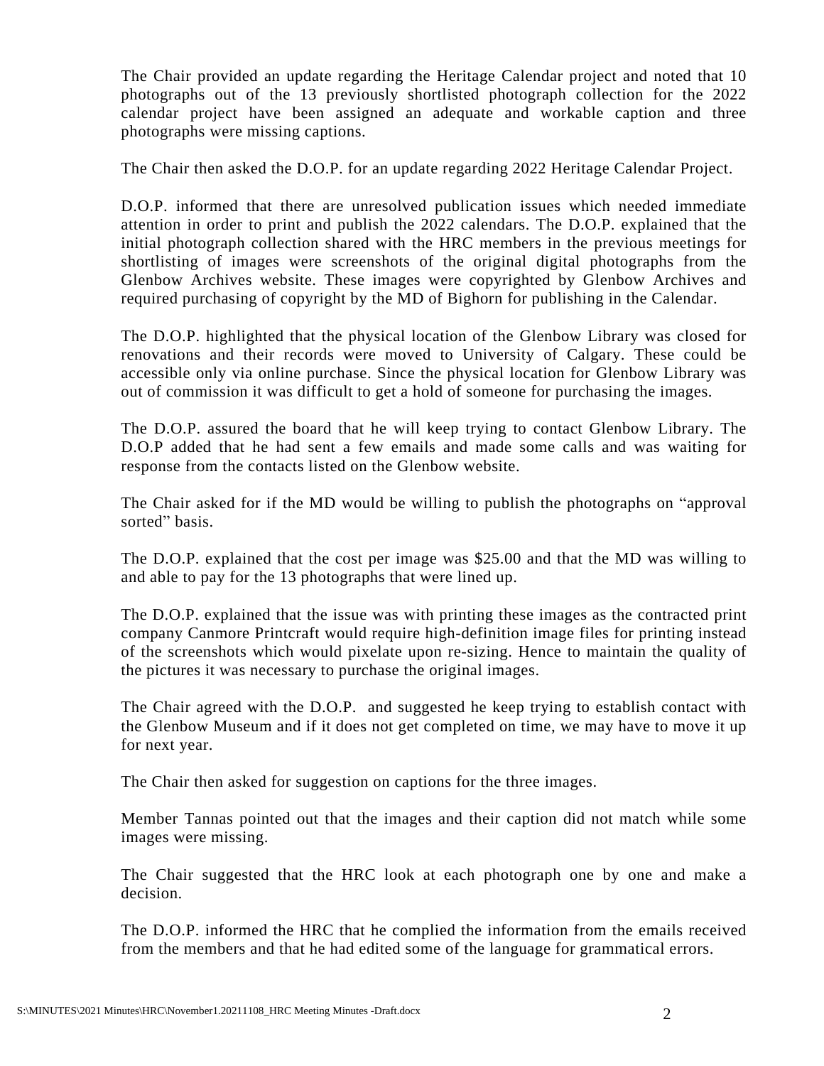The Chair provided an update regarding the Heritage Calendar project and noted that 10 photographs out of the 13 previously shortlisted photograph collection for the 2022 calendar project have been assigned an adequate and workable caption and three photographs were missing captions.

The Chair then asked the D.O.P. for an update regarding 2022 Heritage Calendar Project.

D.O.P. informed that there are unresolved publication issues which needed immediate attention in order to print and publish the 2022 calendars. The D.O.P. explained that the initial photograph collection shared with the HRC members in the previous meetings for shortlisting of images were screenshots of the original digital photographs from the Glenbow Archives website. These images were copyrighted by Glenbow Archives and required purchasing of copyright by the MD of Bighorn for publishing in the Calendar.

The D.O.P. highlighted that the physical location of the Glenbow Library was closed for renovations and their records were moved to University of Calgary. These could be accessible only via online purchase. Since the physical location for Glenbow Library was out of commission it was difficult to get a hold of someone for purchasing the images.

The D.O.P. assured the board that he will keep trying to contact Glenbow Library. The D.O.P added that he had sent a few emails and made some calls and was waiting for response from the contacts listed on the Glenbow website.

The Chair asked for if the MD would be willing to publish the photographs on "approval sorted" basis.

The D.O.P. explained that the cost per image was $25.00 and that the MD was willing to and able to pay for the 13 photographs that were lined up.

The D.O.P. explained that the issue was with printing these images as the contracted print company Canmore Printcraft would require high-definition image files for printing instead of the screenshots which would pixelate upon re-sizing. Hence to maintain the quality of the pictures it was necessary to purchase the original images.

The Chair agreed with the D.O.P. and suggested he keep trying to establish contact with the Glenbow Museum and if it does not get completed on time, we may have to move it up for next year.

The Chair then asked for suggestion on captions for the three images.

Member Tannas pointed out that the images and their caption did not match while some images were missing.

The Chair suggested that the HRC look at each photograph one by one and make a decision.

The D.O.P. informed the HRC that he complied the information from the emails received from the members and that he had edited some of the language for grammatical errors.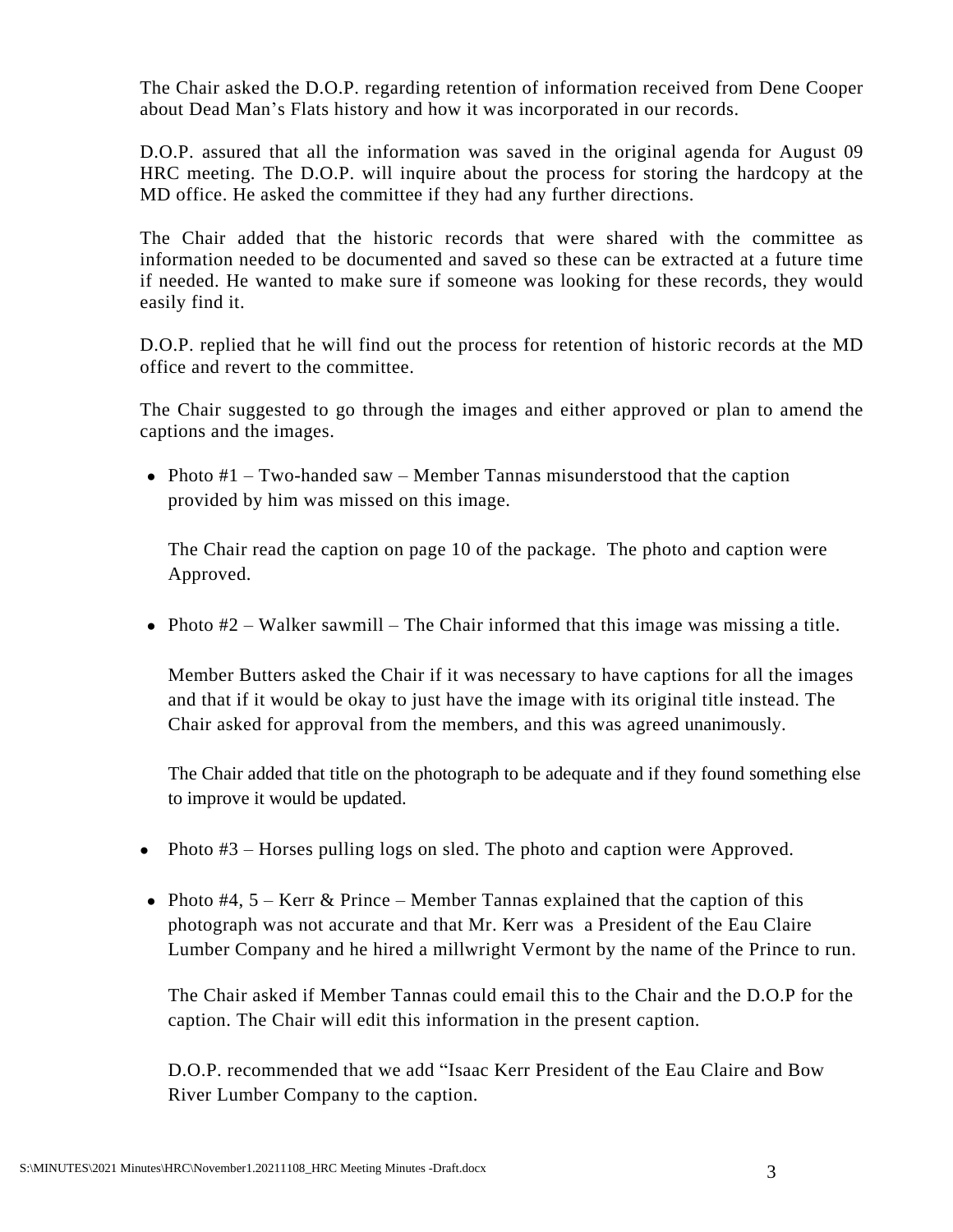The Chair asked the D.O.P. regarding retention of information received from Dene Cooper about Dead Man's Flats history and how it was incorporated in our records.

D.O.P. assured that all the information was saved in the original agenda for August 09 HRC meeting. The D.O.P. will inquire about the process for storing the hardcopy at the MD office. He asked the committee if they had any further directions.

The Chair added that the historic records that were shared with the committee as information needed to be documented and saved so these can be extracted at a future time if needed. He wanted to make sure if someone was looking for these records, they would easily find it.

D.O.P. replied that he will find out the process for retention of historic records at the MD office and revert to the committee.

The Chair suggested to go through the images and either approved or plan to amend the captions and the images.

- Photo #1 – Two-handed saw – Member Tannas misunderstood that the caption provided by him was missed on this image.

  The Chair read the caption on page 10 of the package. The photo and caption were Approved.

- Photo #2 – Walker sawmill – The Chair informed that this image was missing a title.

  Member Butters asked the Chair if it was necessary to have captions for all the images and that if it would be okay to just have the image with its original title instead. The Chair asked for approval from the members, and this was agreed unanimously.

  The Chair added that title on the photograph to be adequate and if they found something else to improve it would be updated.

- Photo #3 – Horses pulling logs on sled. The photo and caption were Approved.

- Photo #4, 5 – Kerr & Prince – Member Tannas explained that the caption of this photograph was not accurate and that Mr. Kerr was a President of the Eau Claire Lumber Company and he hired a millwright Vermont by the name of the Prince to run.

  The Chair asked if Member Tannas could email this to the Chair and the D.O.P for the caption. The Chair will edit this information in the present caption.

  D.O.P. recommended that we add "Isaac Kerr President of the Eau Claire and Bow River Lumber Company to the caption.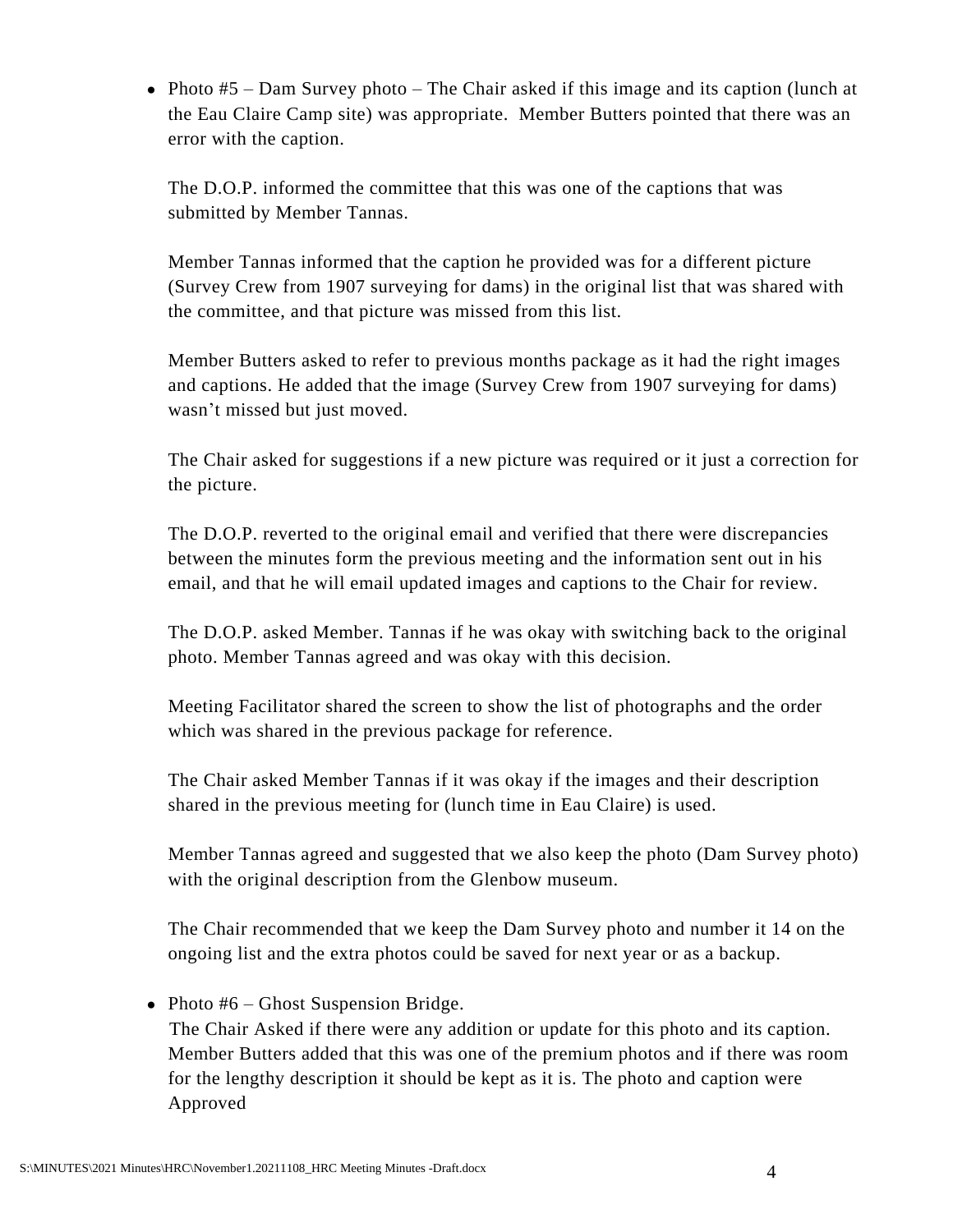- Photo #5 – Dam Survey photo – The Chair asked if this image and its caption (lunch at the Eau Claire Camp site) was appropriate. Member Butters pointed that there was an error with the caption.

  The D.O.P. informed the committee that this was one of the captions that was submitted by Member Tannas.

  Member Tannas informed that the caption he provided was for a different picture (Survey Crew from 1907 surveying for dams) in the original list that was shared with the committee, and that picture was missed from this list.

  Member Butters asked to refer to previous months package as it had the right images and captions. He added that the image (Survey Crew from 1907 surveying for dams) wasn't missed but just moved.

  The Chair asked for suggestions if a new picture was required or it just a correction for the picture.

  The D.O.P. reverted to the original email and verified that there were discrepancies between the minutes form the previous meeting and the information sent out in his email, and that he will email updated images and captions to the Chair for review.

  The D.O.P. asked Member. Tannas if he was okay with switching back to the original photo. Member Tannas agreed and was okay with this decision.

  Meeting Facilitator shared the screen to show the list of photographs and the order which was shared in the previous package for reference.

  The Chair asked Member Tannas if it was okay if the images and their description shared in the previous meeting for (lunch time in Eau Claire) is used.

  Member Tannas agreed and suggested that we also keep the photo (Dam Survey photo) with the original description from the Glenbow museum.

  The Chair recommended that we keep the Dam Survey photo and number it 14 on the ongoing list and the extra photos could be saved for next year or as a backup.

- Photo #6 – Ghost Suspension Bridge.
  The Chair Asked if there were any addition or update for this photo and its caption. Member Butters added that this was one of the premium photos and if there was room for the lengthy description it should be kept as it is. The photo and caption were Approved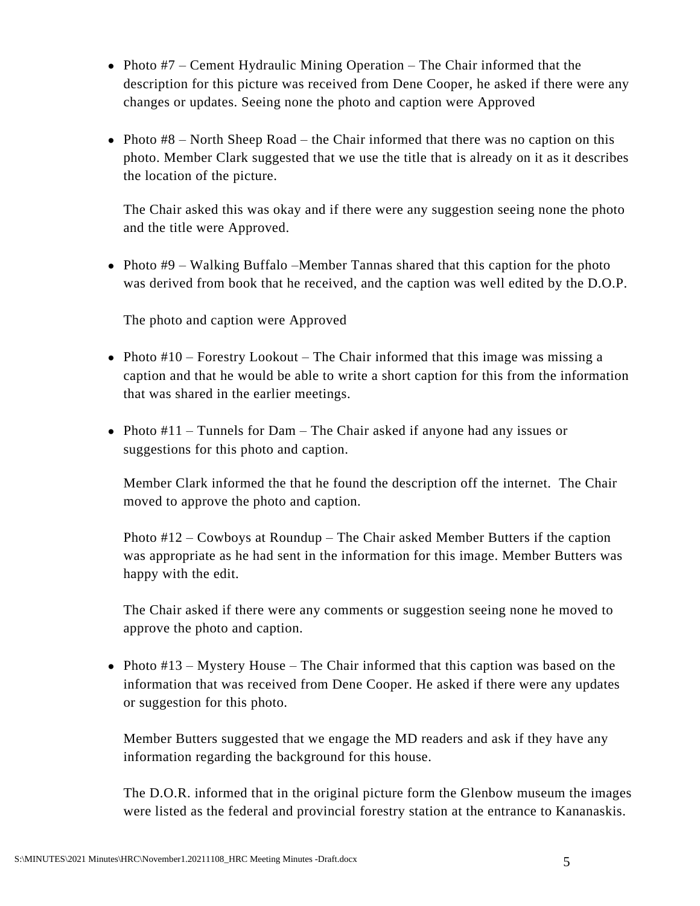- Photo #7 – Cement Hydraulic Mining Operation – The Chair informed that the description for this picture was received from Dene Cooper, he asked if there were any changes or updates. Seeing none the photo and caption were Approved

- Photo #8 – North Sheep Road – the Chair informed that there was no caption on this photo. Member Clark suggested that we use the title that is already on it as it describes the location of the picture.

  The Chair asked this was okay and if there were any suggestion seeing none the photo and the title were Approved.

- Photo #9 – Walking Buffalo –Member Tannas shared that this caption for the photo was derived from book that he received, and the caption was well edited by the D.O.P.

  The photo and caption were Approved

- Photo #10 – Forestry Lookout – The Chair informed that this image was missing a caption and that he would be able to write a short caption for this from the information that was shared in the earlier meetings.

- Photo #11 – Tunnels for Dam – The Chair asked if anyone had any issues or suggestions for this photo and caption.

  Member Clark informed the that he found the description off the internet. The Chair moved to approve the photo and caption.

  Photo #12 – Cowboys at Roundup – The Chair asked Member Butters if the caption was appropriate as he had sent in the information for this image. Member Butters was happy with the edit.

  The Chair asked if there were any comments or suggestion seeing none he moved to approve the photo and caption.

- Photo #13 – Mystery House – The Chair informed that this caption was based on the information that was received from Dene Cooper. He asked if there were any updates or suggestion for this photo.

  Member Butters suggested that we engage the MD readers and ask if they have any information regarding the background for this house.

  The D.O.R. informed that in the original picture form the Glenbow museum the images were listed as the federal and provincial forestry station at the entrance to Kananaskis.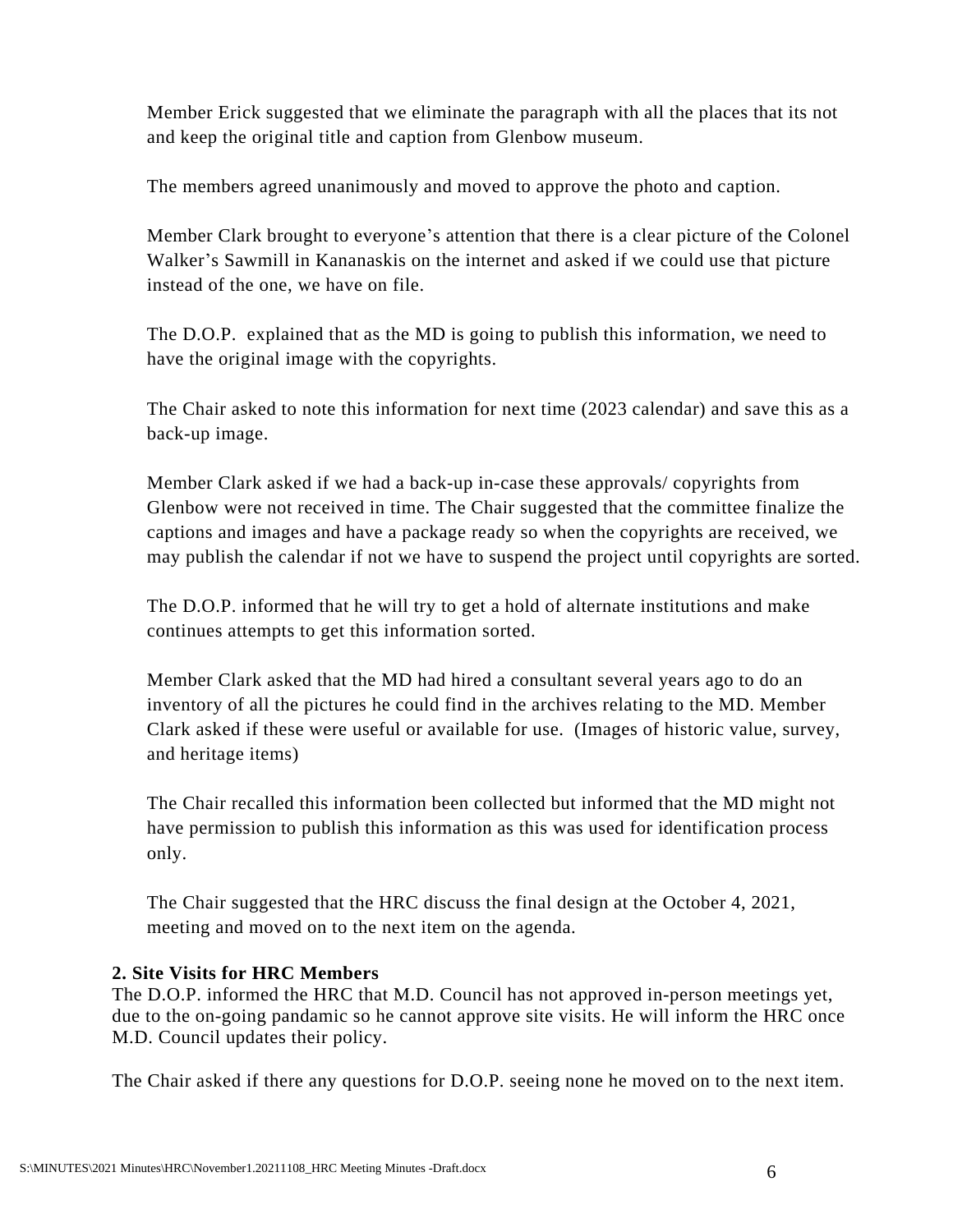Member Erick suggested that we eliminate the paragraph with all the places that its not and keep the original title and caption from Glenbow museum.

The members agreed unanimously and moved to approve the photo and caption.

Member Clark brought to everyone's attention that there is a clear picture of the Colonel Walker's Sawmill in Kananaskis on the internet and asked if we could use that picture instead of the one, we have on file.

The D.O.P. explained that as the MD is going to publish this information, we need to have the original image with the copyrights.

The Chair asked to note this information for next time (2023 calendar) and save this as a back-up image.

Member Clark asked if we had a back-up in-case these approvals/ copyrights from Glenbow were not received in time. The Chair suggested that the committee finalize the captions and images and have a package ready so when the copyrights are received, we may publish the calendar if not we have to suspend the project until copyrights are sorted.

The D.O.P. informed that he will try to get a hold of alternate institutions and make continues attempts to get this information sorted.

Member Clark asked that the MD had hired a consultant several years ago to do an inventory of all the pictures he could find in the archives relating to the MD. Member Clark asked if these were useful or available for use. (Images of historic value, survey, and heritage items)

The Chair recalled this information been collected but informed that the MD might not have permission to publish this information as this was used for identification process only.

The Chair suggested that the HRC discuss the final design at the October 4, 2021, meeting and moved on to the next item on the agenda.

**2. Site Visits for HRC Members**

The D.O.P. informed the HRC that M.D. Council has not approved in-person meetings yet, due to the on-going pandamic so he cannot approve site visits. He will inform the HRC once M.D. Council updates their policy.

The Chair asked if there any questions for D.O.P. seeing none he moved on to the next item.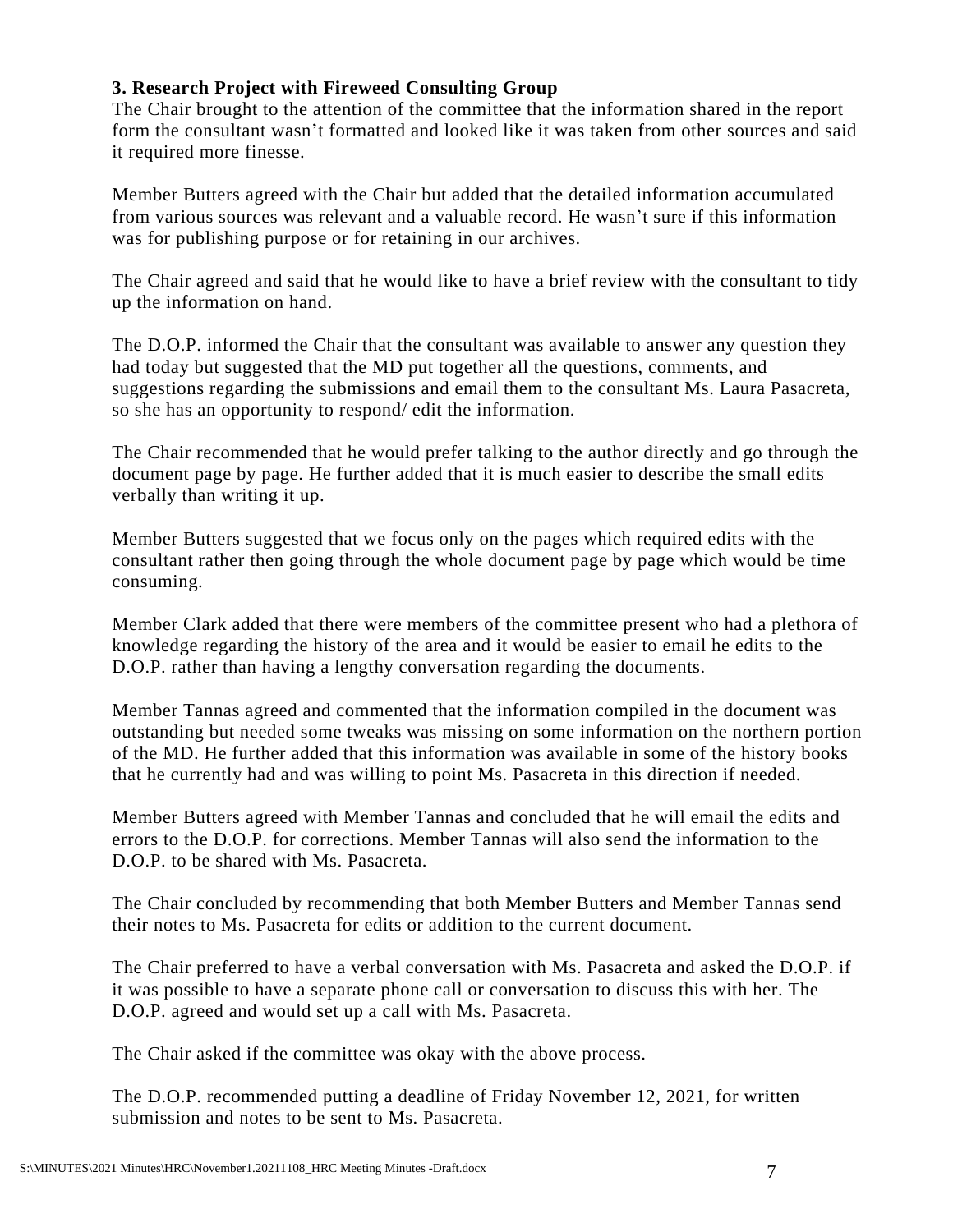**3. Research Project with Fireweed Consulting Group**

The Chair brought to the attention of the committee that the information shared in the report form the consultant wasn't formatted and looked like it was taken from other sources and said it required more finesse.

Member Butters agreed with the Chair but added that the detailed information accumulated from various sources was relevant and a valuable record. He wasn't sure if this information was for publishing purpose or for retaining in our archives.

The Chair agreed and said that he would like to have a brief review with the consultant to tidy up the information on hand.

The D.O.P. informed the Chair that the consultant was available to answer any question they had today but suggested that the MD put together all the questions, comments, and suggestions regarding the submissions and email them to the consultant Ms. Laura Pasacreta, so she has an opportunity to respond/ edit the information.

The Chair recommended that he would prefer talking to the author directly and go through the document page by page. He further added that it is much easier to describe the small edits verbally than writing it up.

Member Butters suggested that we focus only on the pages which required edits with the consultant rather then going through the whole document page by page which would be time consuming.

Member Clark added that there were members of the committee present who had a plethora of knowledge regarding the history of the area and it would be easier to email he edits to the D.O.P. rather than having a lengthy conversation regarding the documents.

Member Tannas agreed and commented that the information compiled in the document was outstanding but needed some tweaks was missing on some information on the northern portion of the MD. He further added that this information was available in some of the history books that he currently had and was willing to point Ms. Pasacreta in this direction if needed.

Member Butters agreed with Member Tannas and concluded that he will email the edits and errors to the D.O.P. for corrections. Member Tannas will also send the information to the D.O.P. to be shared with Ms. Pasacreta.

The Chair concluded by recommending that both Member Butters and Member Tannas send their notes to Ms. Pasacreta for edits or addition to the current document.

The Chair preferred to have a verbal conversation with Ms. Pasacreta and asked the D.O.P. if it was possible to have a separate phone call or conversation to discuss this with her. The D.O.P. agreed and would set up a call with Ms. Pasacreta.

The Chair asked if the committee was okay with the above process.

The D.O.P. recommended putting a deadline of Friday November 12, 2021, for written submission and notes to be sent to Ms. Pasacreta.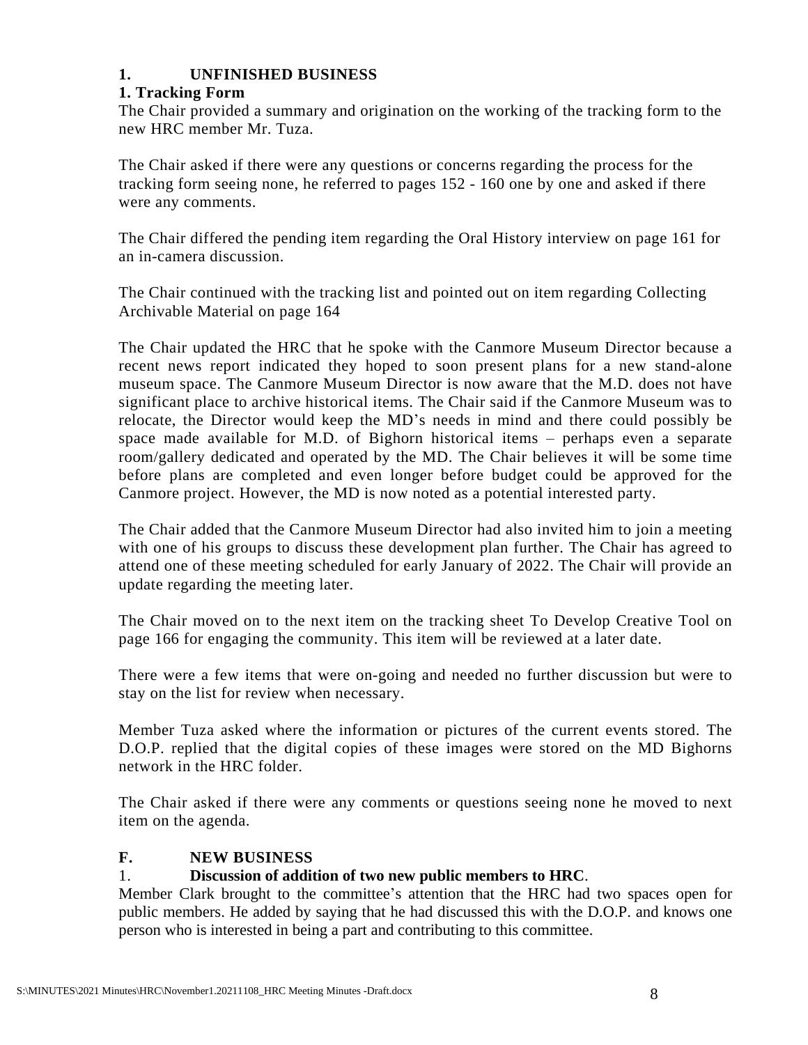## 1. UNFINISHED BUSINESS

### 1. Tracking Form

The Chair provided a summary and origination on the working of the tracking form to the new HRC member Mr. Tuza.

The Chair asked if there were any questions or concerns regarding the process for the tracking form seeing none, he referred to pages 152 - 160 one by one and asked if there were any comments.

The Chair differed the pending item regarding the Oral History interview on page 161 for an in-camera discussion.

The Chair continued with the tracking list and pointed out on item regarding Collecting Archivable Material on page 164

The Chair updated the HRC that he spoke with the Canmore Museum Director because a recent news report indicated they hoped to soon present plans for a new stand-alone museum space. The Canmore Museum Director is now aware that the M.D. does not have significant place to archive historical items. The Chair said if the Canmore Museum was to relocate, the Director would keep the MD's needs in mind and there could possibly be space made available for M.D. of Bighorn historical items – perhaps even a separate room/gallery dedicated and operated by the MD. The Chair believes it will be some time before plans are completed and even longer before budget could be approved for the Canmore project. However, the MD is now noted as a potential interested party.

The Chair added that the Canmore Museum Director had also invited him to join a meeting with one of his groups to discuss these development plan further. The Chair has agreed to attend one of these meeting scheduled for early January of 2022. The Chair will provide an update regarding the meeting later.

The Chair moved on to the next item on the tracking sheet To Develop Creative Tool on page 166 for engaging the community. This item will be reviewed at a later date.

There were a few items that were on-going and needed no further discussion but were to stay on the list for review when necessary.

Member Tuza asked where the information or pictures of the current events stored. The D.O.P. replied that the digital copies of these images were stored on the MD Bighorns network in the HRC folder.

The Chair asked if there were any comments or questions seeing none he moved to next item on the agenda.

## F. NEW BUSINESS

### 1. Discussion of addition of two new public members to HRC.

Member Clark brought to the committee's attention that the HRC had two spaces open for public members. He added by saying that he had discussed this with the D.O.P. and knows one person who is interested in being a part and contributing to this committee.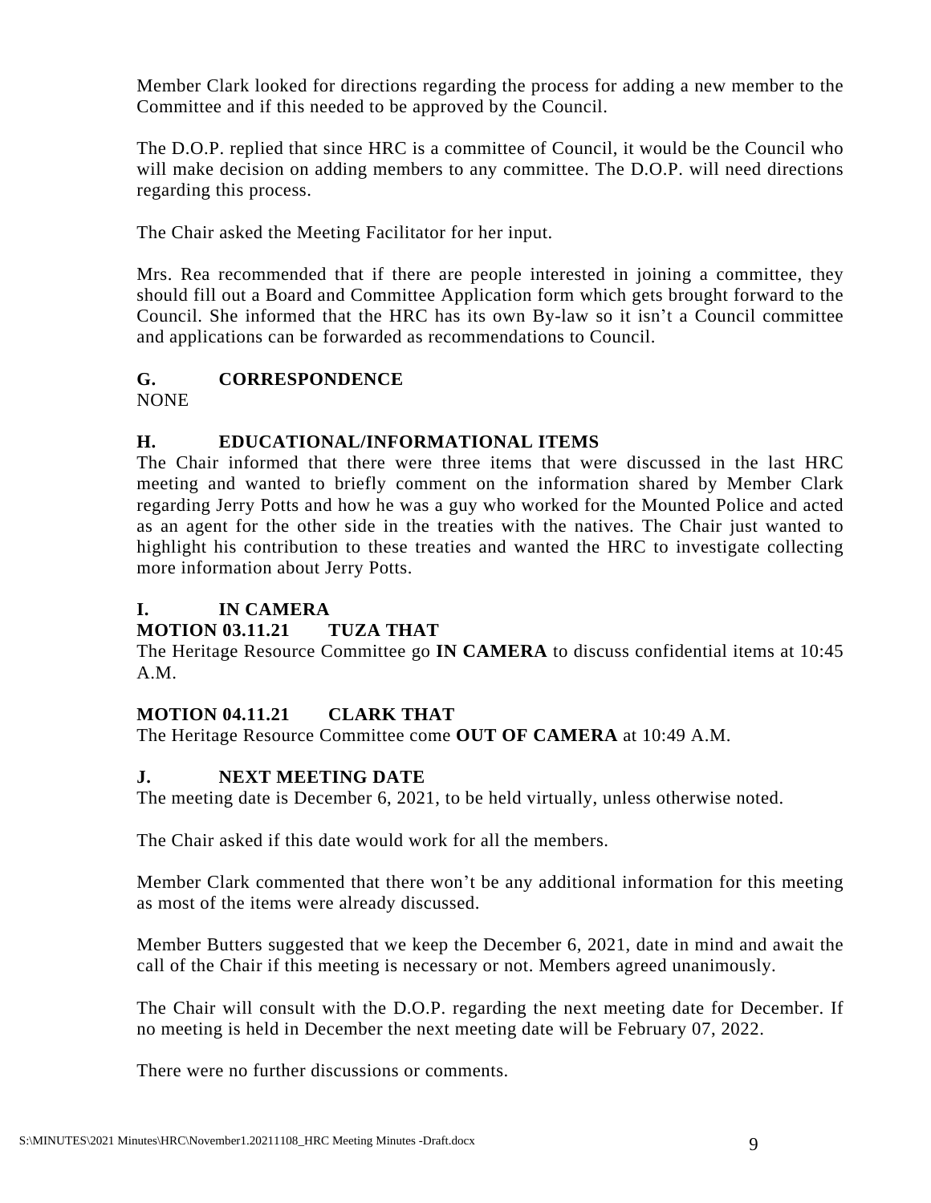Member Clark looked for directions regarding the process for adding a new member to the Committee and if this needed to be approved by the Council.

The D.O.P. replied that since HRC is a committee of Council, it would be the Council who will make decision on adding members to any committee. The D.O.P. will need directions regarding this process.

The Chair asked the Meeting Facilitator for her input.

Mrs. Rea recommended that if there are people interested in joining a committee, they should fill out a Board and Committee Application form which gets brought forward to the Council. She informed that the HRC has its own By-law so it isn't a Council committee and applications can be forwarded as recommendations to Council.

## G. CORRESPONDENCE

NONE

## H. EDUCATIONAL/INFORMATIONAL ITEMS

The Chair informed that there were three items that were discussed in the last HRC meeting and wanted to briefly comment on the information shared by Member Clark regarding Jerry Potts and how he was a guy who worked for the Mounted Police and acted as an agent for the other side in the treaties with the natives. The Chair just wanted to highlight his contribution to these treaties and wanted the HRC to investigate collecting more information about Jerry Potts.

## I. IN CAMERA

**MOTION 03.11.21 TUZA THAT**

The Heritage Resource Committee go **IN CAMERA** to discuss confidential items at 10:45 A.M.

**MOTION 04.11.21 CLARK THAT**

The Heritage Resource Committee come **OUT OF CAMERA** at 10:49 A.M.

## J. NEXT MEETING DATE

The meeting date is December 6, 2021, to be held virtually, unless otherwise noted.

The Chair asked if this date would work for all the members.

Member Clark commented that there won't be any additional information for this meeting as most of the items were already discussed.

Member Butters suggested that we keep the December 6, 2021, date in mind and await the call of the Chair if this meeting is necessary or not. Members agreed unanimously.

The Chair will consult with the D.O.P. regarding the next meeting date for December. If no meeting is held in December the next meeting date will be February 07, 2022.

There were no further discussions or comments.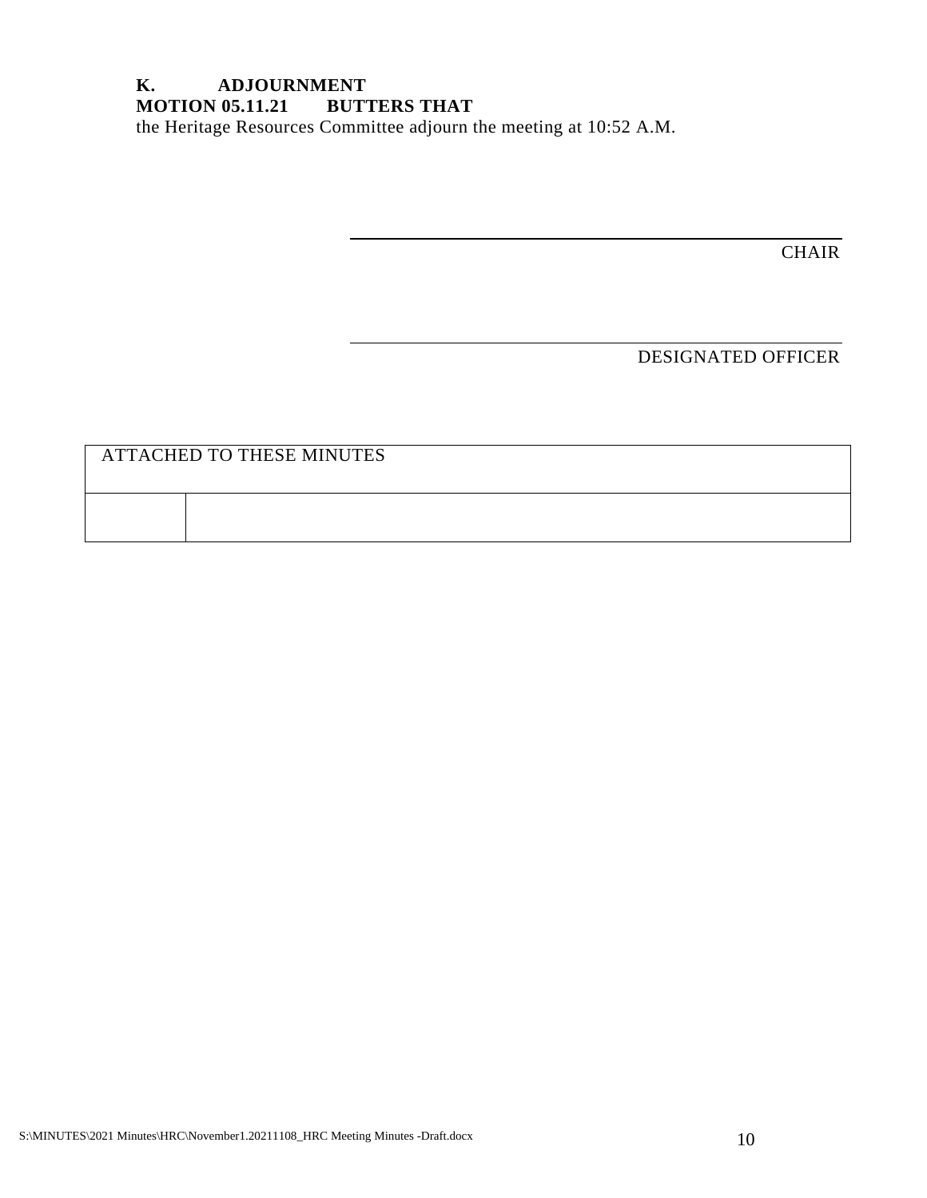**K. ADJOURNMENT**

**MOTION 05.11.21 BUTTERS THAT**

the Heritage Resources Committee adjourn the meeting at 10:52 A.M.

\_\_\_\_\_\_\_\_\_\_\_\_\_\_\_\_\_\_\_\_\_\_\_\_\_\_\_\_\_\_\_\_\_\_\_\_\_\_\_\_

CHAIR

\_\_\_\_\_\_\_\_\_\_\_\_\_\_\_\_\_\_\_\_\_\_\_\_\_\_\_\_\_\_\_\_\_\_\_\_\_\_\_\_

DESIGNATED OFFICER

| ATTACHED TO THESE MINUTES | |
|---|---|
| | |

S:\MINUTES\2021 Minutes\HRC\November1.20211108_HRC Meeting Minutes -Draft.docx